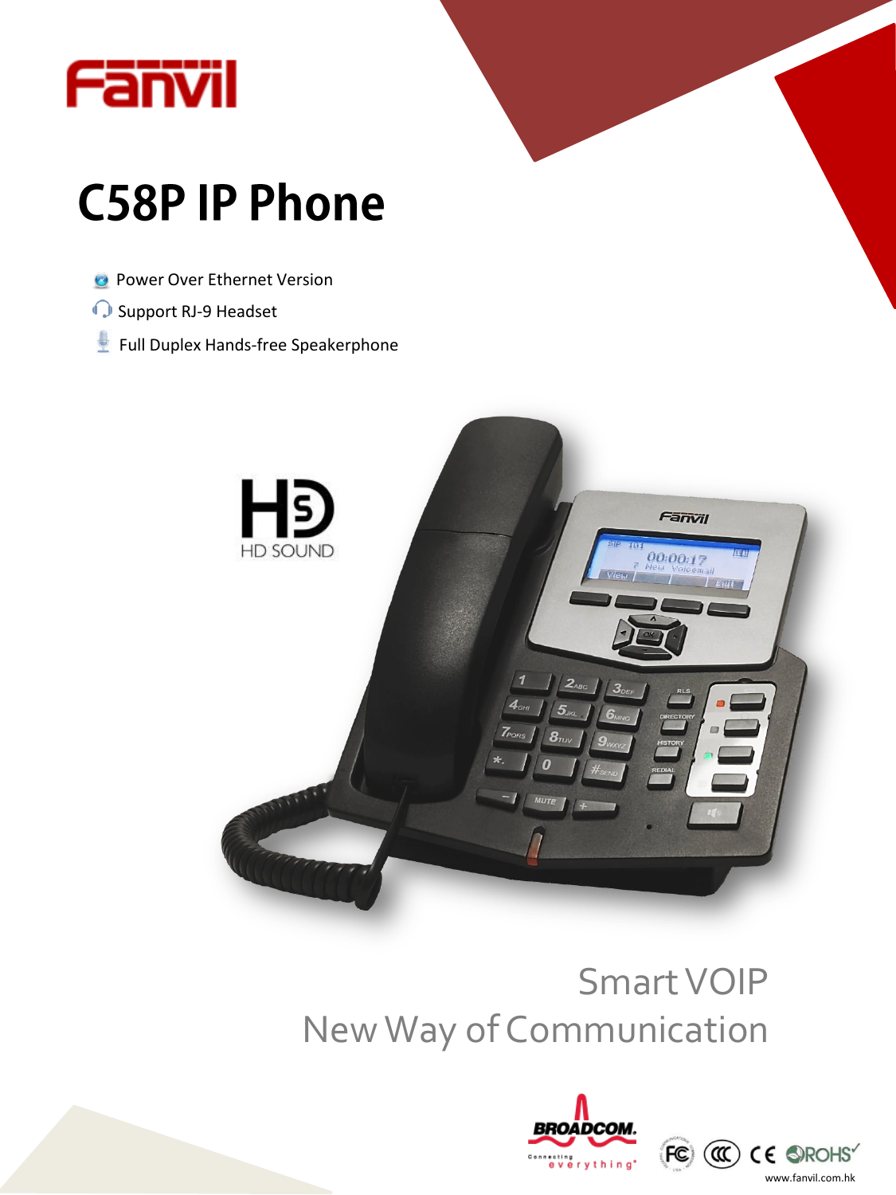# C58P IP Phone

- Power Over Ethernet Version
- Support RJ-9 Headset
- Full Duplex Hands-free Speakerphone

Smart VOIP

New Way of Communication

www.fanvil.com.hk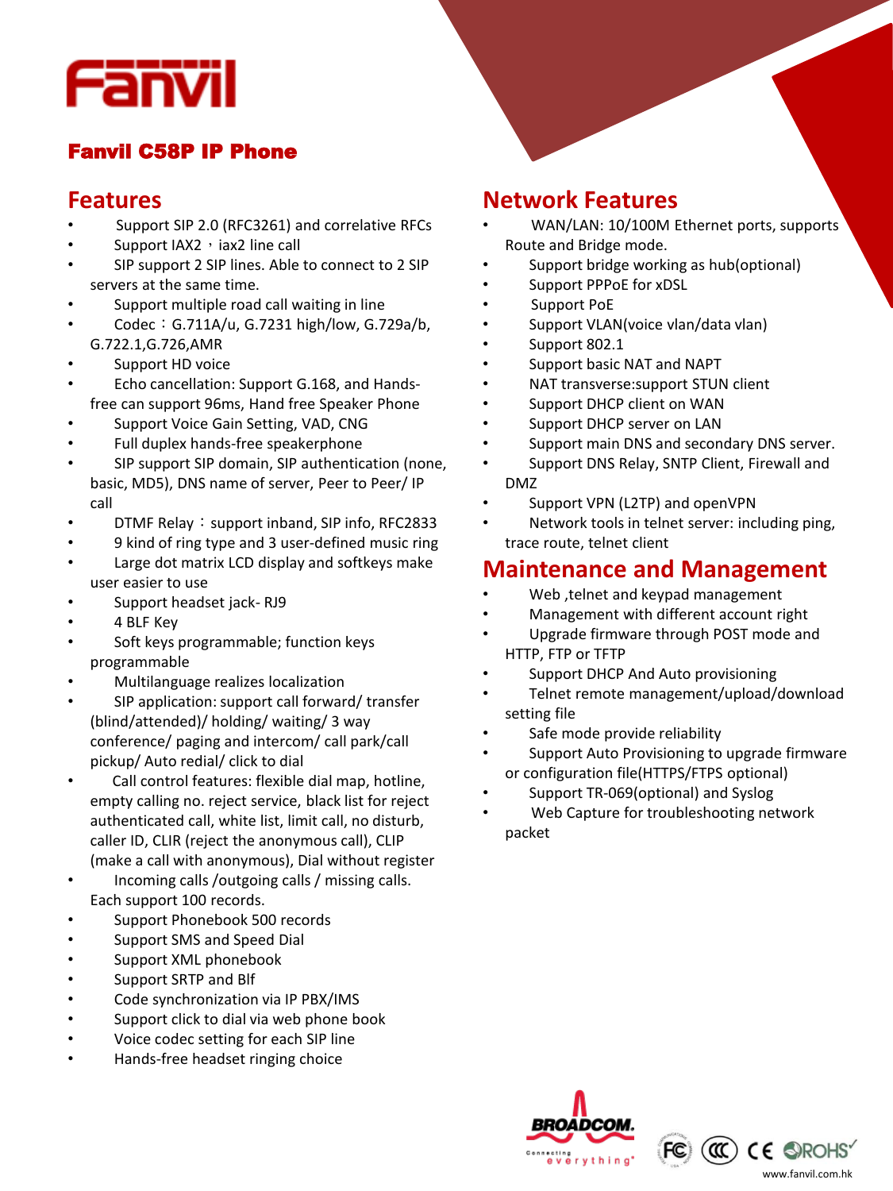# Fanvil C58P IP Phone

## Features

- Support SIP 2.0 (RFC3261) and correlative RFCs
- Support IAX2 ，iax2 line call
- SIP support 2 SIP lines. Able to connect to 2 SIP servers at the same time.
- Support multiple road call waiting in line
- Codec ：G.711A/u, G.7231 high/low, G.729a/b, G.722.1,G.726,AMR
- Support HD voice
- Echo cancellation: Support G.168, and Hands-free can support 96ms, Hand free Speaker Phone
- Support Voice Gain Setting, VAD, CNG
- Full duplex hands-free speakerphone
- SIP support SIP domain, SIP authentication (none, basic, MD5), DNS name of server, Peer to Peer/ IP call
- DTMF Relay ：support inband, SIP info, RFC2833
- 9 kind of ring type and 3 user-defined music ring
- Large dot matrix LCD display and softkeys make user easier to use
- Support headset jack- RJ9
- 4 BLF Key
- Soft keys programmable; function keys programmable
- Multilanguage realizes localization
- SIP application: support call forward/ transfer (blind/attended)/ holding/ waiting/ 3 way conference/ paging and intercom/ call park/call pickup/ Auto redial/ click to dial
- Call control features: flexible dial map, hotline, empty calling no. reject service, black list for reject authenticated call, white list, limit call, no disturb, caller ID, CLIR (reject the anonymous call), CLIP (make a call with anonymous), Dial without register
- Incoming calls /outgoing calls / missing calls. Each support 100 records.
- Support Phonebook 500 records
- Support SMS and Speed Dial
- Support XML phonebook
- Support SRTP and Blf
- Code synchronization via IP PBX/IMS
- Support click to dial via web phone book
- Voice codec setting for each SIP line
- Hands-free headset ringing choice

## Network Features

- WAN/LAN: 10/100M Ethernet ports, supports Route and Bridge mode.
- Support bridge working as hub(optional)
- Support PPPoE for xDSL
- Support PoE
- Support VLAN(voice vlan/data vlan)
- Support 802.1
- Support basic NAT and NAPT
- NAT transverse:support STUN client
- Support DHCP client on WAN
- Support DHCP server on LAN
- Support main DNS and secondary DNS server.
- Support DNS Relay, SNTP Client, Firewall and DMZ
- Support VPN (L2TP) and openVPN
- Network tools in telnet server: including ping, trace route, telnet client

## Maintenance and Management

- Web ,telnet and keypad management
- Management with different account right
- Upgrade firmware through POST mode and HTTP, FTP or TFTP
- Support DHCP And Auto provisioning
- Telnet remote management/upload/download setting file
- Safe mode provide reliability
- Support Auto Provisioning to upgrade firmware or configuration file(HTTPS/FTPS optional)
- Support TR-069(optional) and Syslog
- Web Capture for troubleshooting network packet

www.fanvil.com.hk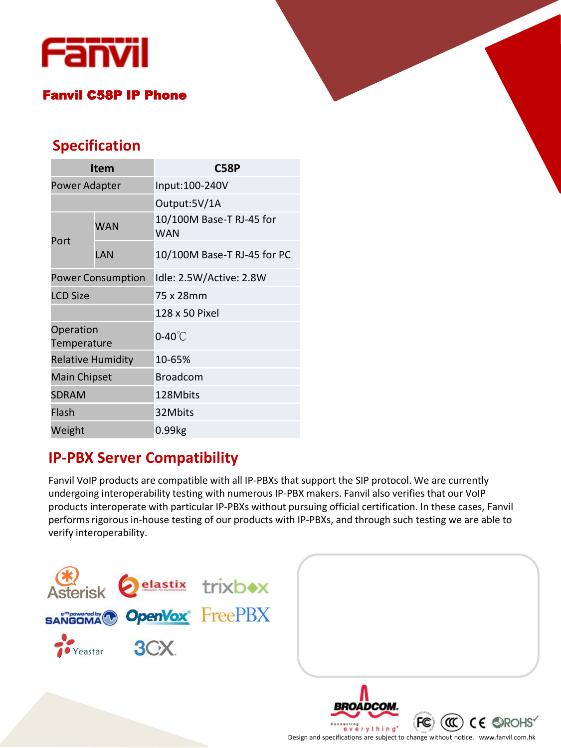**Fanvil C58P IP Phone**

## Specification

| Item | | C58P |
|---|---|---|
| Power Adapter | | Input:100-240V |
| | | Output:5V/1A |
| Port | WAN | 10/100M Base-T RJ-45 for WAN |
| | LAN | 10/100M Base-T RJ-45 for PC |
| Power Consumption | | Idle: 2.5W/Active: 2.8W |
| LCD Size | | 75 x 28mm |
| | | 128 x 50 Pixel |
| Operation Temperature | | 0-40℃ |
| Relative Humidity | | 10-65% |
| Main Chipset | | Broadcom |
| SDRAM | | 128Mbits |
| Flash | | 32Mbits |
| Weight | | 0.99kg |

## IP-PBX Server Compatibility

Fanvil VoIP products are compatible with all IP-PBXs that support the SIP protocol. We are currently undergoing interoperability testing with numerous IP-PBX makers. Fanvil also verifies that our VoIP products interoperate with particular IP-PBXs without pursuing official certification. In these cases, Fanvil performs rigorous in-house testing of our products with IP-PBXs, and through such testing we are able to verify interoperability.

Asterisk elastix trixbox SANGOMA OpenVox FreePBX Yeastar 3CX

Design and specifications are subject to change without notice. www.fanvil.com.hk